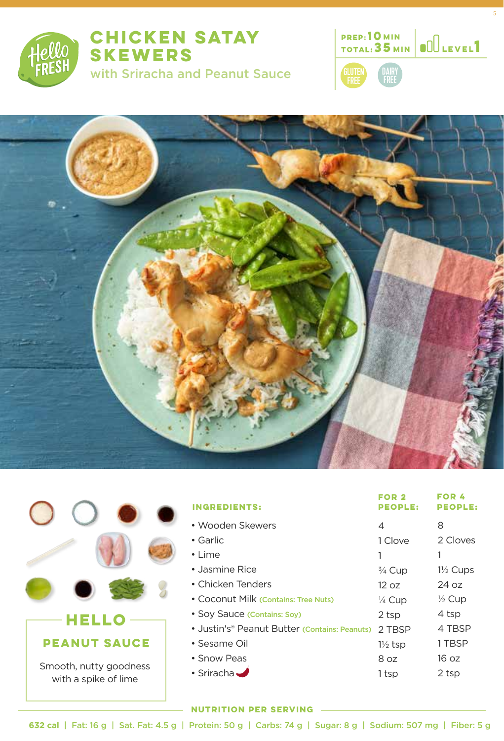# CHICKEN SATAY SKEWERS

## with Sriracha and Peanut Sauce

**PREP:** 10 MIN
**TOTAL:** 35 MIN
LEVEL 1

GLUTEN FREE | DAIRY FREE

| INGREDIENTS: | FOR 2 PEOPLE: | FOR 4 PEOPLE: |
|---|---|---|
| • Wooden Skewers | 4 | 8 |
| • Garlic | 1 Clove | 2 Cloves |
| • Lime | 1 | 1 |
| • Jasmine Rice | ¾ Cup | 1½ Cups |
| • Chicken Tenders | 12 oz | 24 oz |
| • Coconut Milk (Contains: Tree Nuts) | ¼ Cup | ½ Cup |
| • Soy Sauce (Contains: Soy) | 2 tsp | 4 tsp |
| • Justin's® Peanut Butter (Contains: Peanuts) | 2 TBSP | 4 TBSP |
| • Sesame Oil | 1½ tsp | 1 TBSP |
| • Snow Peas | 8 oz | 16 oz |
| • Sriracha | 1 tsp | 2 tsp |

### HELLO PEANUT SAUCE

Smooth, nutty goodness with a spike of lime

### NUTRITION PER SERVING

632 cal | Fat: 16 g | Sat. Fat: 4.5 g | Protein: 50 g | Carbs: 74 g | Sugar: 8 g | Sodium: 507 mg | Fiber: 5 g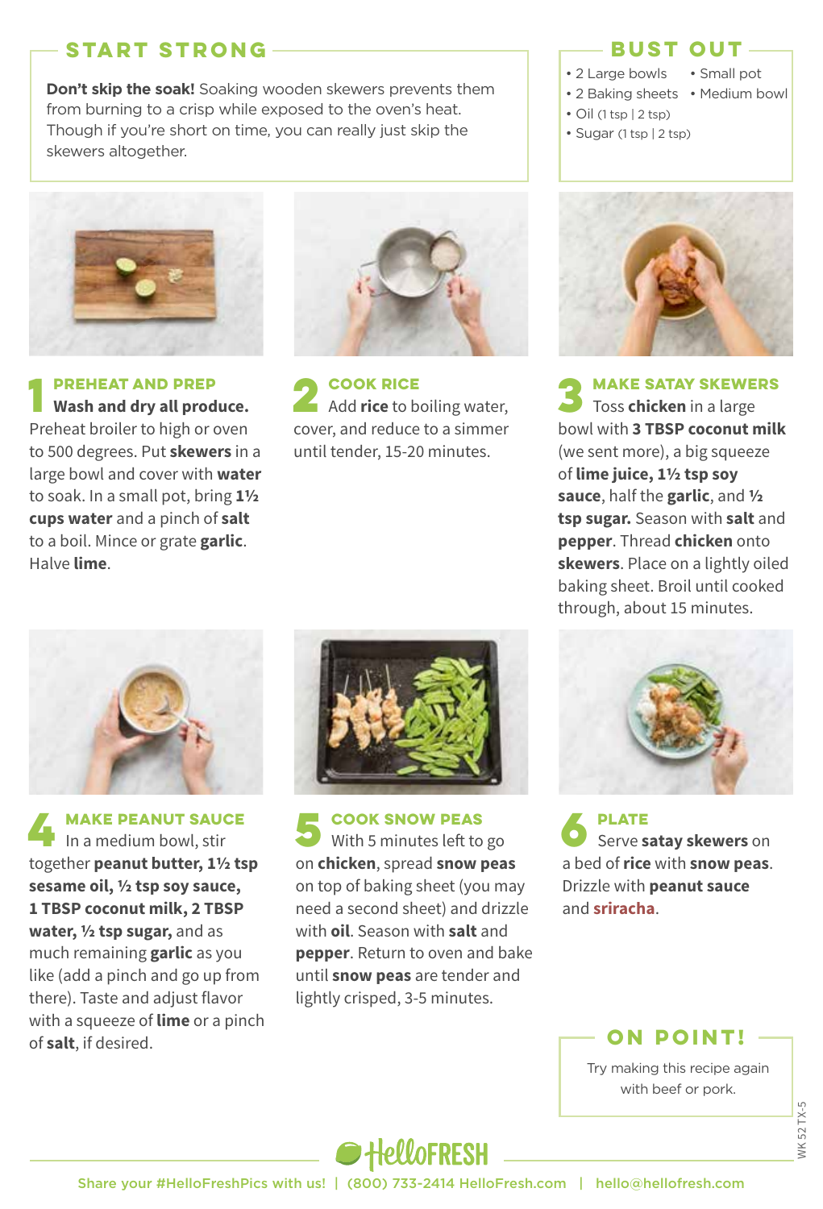## START STRONG

**Don't skip the soak!** Soaking wooden skewers prevents them from burning to a crisp while exposed to the oven's heat. Though if you're short on time, you can really just skip the skewers altogether.

## BUST OUT

- 2 Large bowls
- 2 Baking sheets
- Oil (1 tsp | 2 tsp)
- Sugar (1 tsp | 2 tsp)
- Small pot
- Medium bowl

### 1 PREHEAT AND PREP

**Wash and dry all produce.** Preheat broiler to high or oven to 500 degrees. Put **skewers** in a large bowl and cover with **water** to soak. In a small pot, bring **1½ cups water** and a pinch of **salt** to a boil. Mince or grate **garlic**. Halve **lime**.

### 2 COOK RICE

Add **rice** to boiling water, cover, and reduce to a simmer until tender, 15-20 minutes.

### 3 MAKE SATAY SKEWERS

Toss **chicken** in a large bowl with **3 TBSP coconut milk** (we sent more), a big squeeze of **lime juice, 1½ tsp soy sauce**, half the **garlic**, and **½ tsp sugar.** Season with **salt** and **pepper**. Thread **chicken** onto **skewers**. Place on a lightly oiled baking sheet. Broil until cooked through, about 15 minutes.

### 4 MAKE PEANUT SAUCE

In a medium bowl, stir together **peanut butter, 1½ tsp sesame oil, ½ tsp soy sauce, 1 TBSP coconut milk, 2 TBSP water, ½ tsp sugar,** and as much remaining **garlic** as you like (add a pinch and go up from there). Taste and adjust flavor with a squeeze of **lime** or a pinch of **salt**, if desired.

### 5 COOK SNOW PEAS

With 5 minutes left to go on **chicken**, spread **snow peas** on top of baking sheet (you may need a second sheet) and drizzle with **oil**. Season with **salt** and **pepper**. Return to oven and bake until **snow peas** are tender and lightly crisped, 3-5 minutes.

### 6 PLATE

Serve **satay skewers** on a bed of **rice** with **snow peas**. Drizzle with **peanut sauce** and **sriracha**.

## ON POINT!

Try making this recipe again with beef or pork.

WK 52 TX-5

HelloFRESH

Share your #HelloFreshPics with us! | (800) 733-2414 HelloFresh.com | hello@hellofresh.com